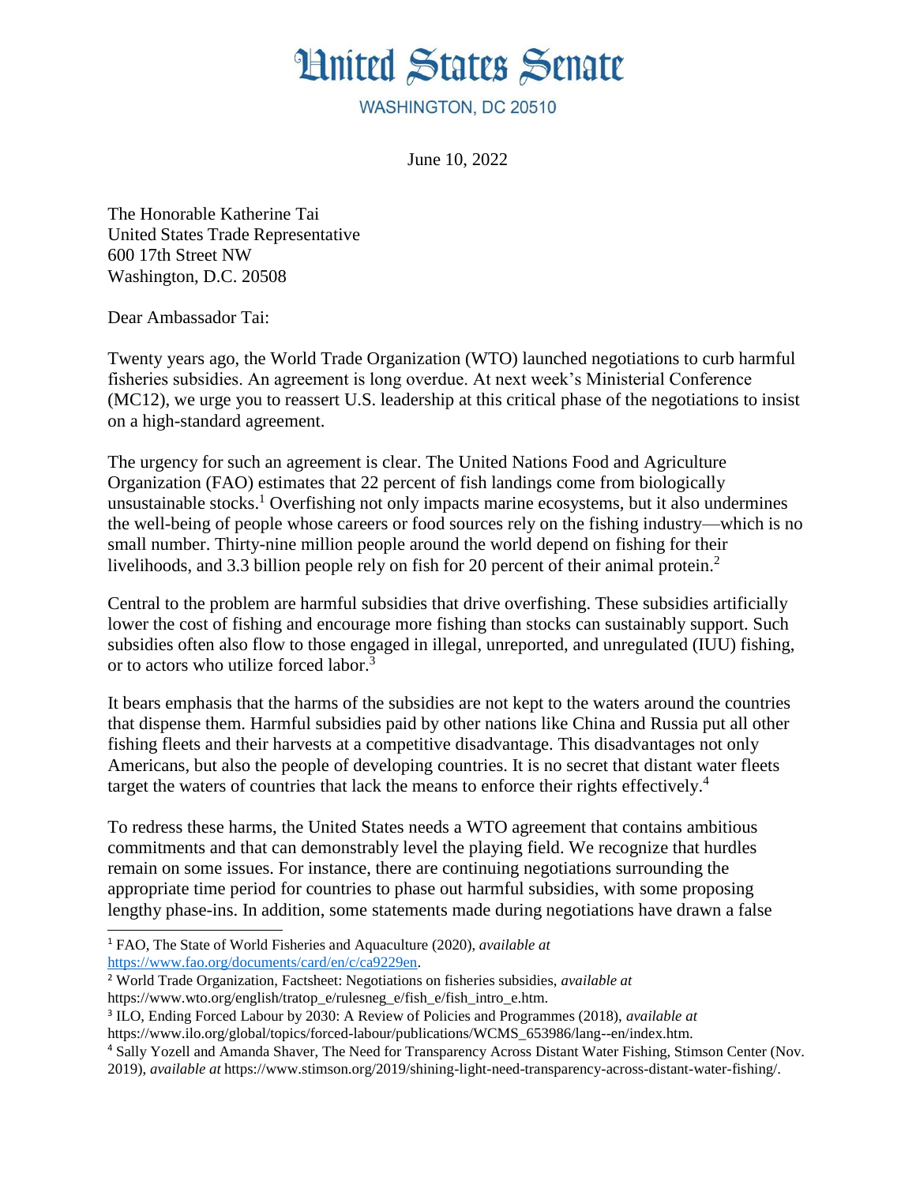# United States Senate

WASHINGTON, DC 20510

June 10, 2022

The Honorable Katherine Tai
United States Trade Representative
600 17th Street NW
Washington, D.C. 20508

Dear Ambassador Tai:

Twenty years ago, the World Trade Organization (WTO) launched negotiations to curb harmful fisheries subsidies. An agreement is long overdue. At next week's Ministerial Conference (MC12), we urge you to reassert U.S. leadership at this critical phase of the negotiations to insist on a high-standard agreement.

The urgency for such an agreement is clear. The United Nations Food and Agriculture Organization (FAO) estimates that 22 percent of fish landings come from biologically unsustainable stocks.[1] Overfishing not only impacts marine ecosystems, but it also undermines the well-being of people whose careers or food sources rely on the fishing industry—which is no small number. Thirty-nine million people around the world depend on fishing for their livelihoods, and 3.3 billion people rely on fish for 20 percent of their animal protein.[2]

Central to the problem are harmful subsidies that drive overfishing. These subsidies artificially lower the cost of fishing and encourage more fishing than stocks can sustainably support. Such subsidies often also flow to those engaged in illegal, unreported, and unregulated (IUU) fishing, or to actors who utilize forced labor.[3]

It bears emphasis that the harms of the subsidies are not kept to the waters around the countries that dispense them. Harmful subsidies paid by other nations like China and Russia put all other fishing fleets and their harvests at a competitive disadvantage. This disadvantages not only Americans, but also the people of developing countries. It is no secret that distant water fleets target the waters of countries that lack the means to enforce their rights effectively.[4]

To redress these harms, the United States needs a WTO agreement that contains ambitious commitments and that can demonstrably level the playing field. We recognize that hurdles remain on some issues. For instance, there are continuing negotiations surrounding the appropriate time period for countries to phase out harmful subsidies, with some proposing lengthy phase-ins. In addition, some statements made during negotiations have drawn a false

---

[1] FAO, The State of World Fisheries and Aquaculture (2020), *available at* https://www.fao.org/documents/card/en/c/ca9229en.

[2] World Trade Organization, Factsheet: Negotiations on fisheries subsidies, *available at* https://www.wto.org/english/tratop_e/rulesneg_e/fish_e/fish_intro_e.htm.

[3] ILO, Ending Forced Labour by 2030: A Review of Policies and Programmes (2018), *available at* https://www.ilo.org/global/topics/forced-labour/publications/WCMS_653986/lang--en/index.htm.

[4] Sally Yozell and Amanda Shaver, The Need for Transparency Across Distant Water Fishing, Stimson Center (Nov. 2019), *available at* https://www.stimson.org/2019/shining-light-need-transparency-across-distant-water-fishing/.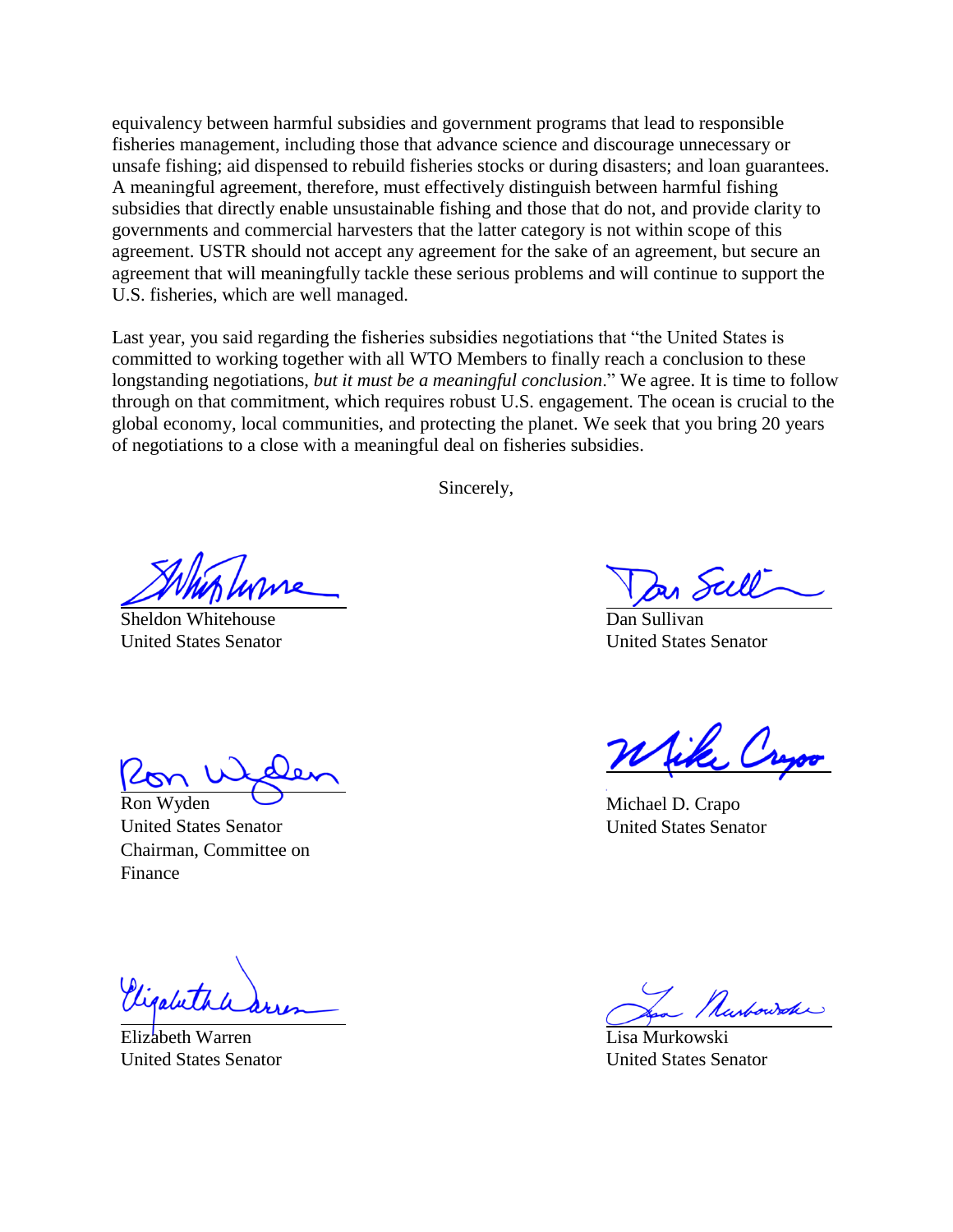equivalency between harmful subsidies and government programs that lead to responsible fisheries management, including those that advance science and discourage unnecessary or unsafe fishing; aid dispensed to rebuild fisheries stocks or during disasters; and loan guarantees. A meaningful agreement, therefore, must effectively distinguish between harmful fishing subsidies that directly enable unsustainable fishing and those that do not, and provide clarity to governments and commercial harvesters that the latter category is not within scope of this agreement. USTR should not accept any agreement for the sake of an agreement, but secure an agreement that will meaningfully tackle these serious problems and will continue to support the U.S. fisheries, which are well managed.

Last year, you said regarding the fisheries subsidies negotiations that "the United States is committed to working together with all WTO Members to finally reach a conclusion to these longstanding negotiations, *but it must be a meaningful conclusion*." We agree. It is time to follow through on that commitment, which requires robust U.S. engagement. The ocean is crucial to the global economy, local communities, and protecting the planet. We seek that you bring 20 years of negotiations to a close with a meaningful deal on fisheries subsidies.

Sincerely,

Sheldon Whitehouse
United States Senator

Dan Sullivan
United States Senator

Ron Wyden
United States Senator
Chairman, Committee on Finance

Michael D. Crapo
United States Senator

Elizabeth Warren
United States Senator

Lisa Murkowski
United States Senator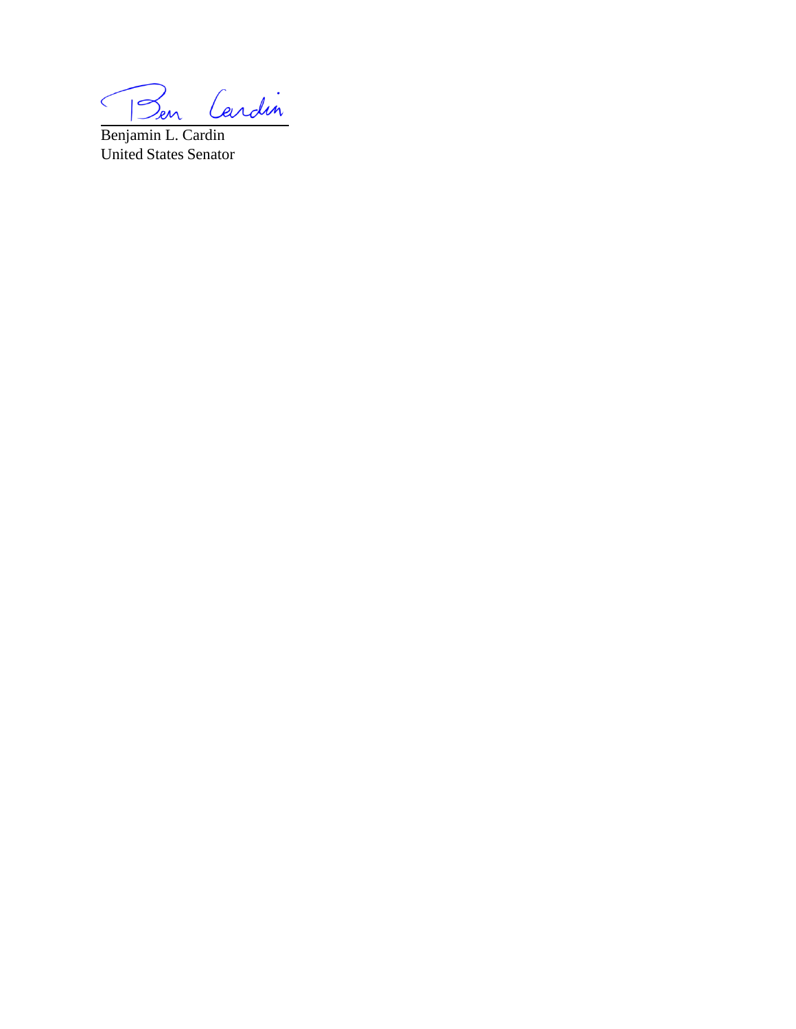Benjamin L. Cardin
United States Senator